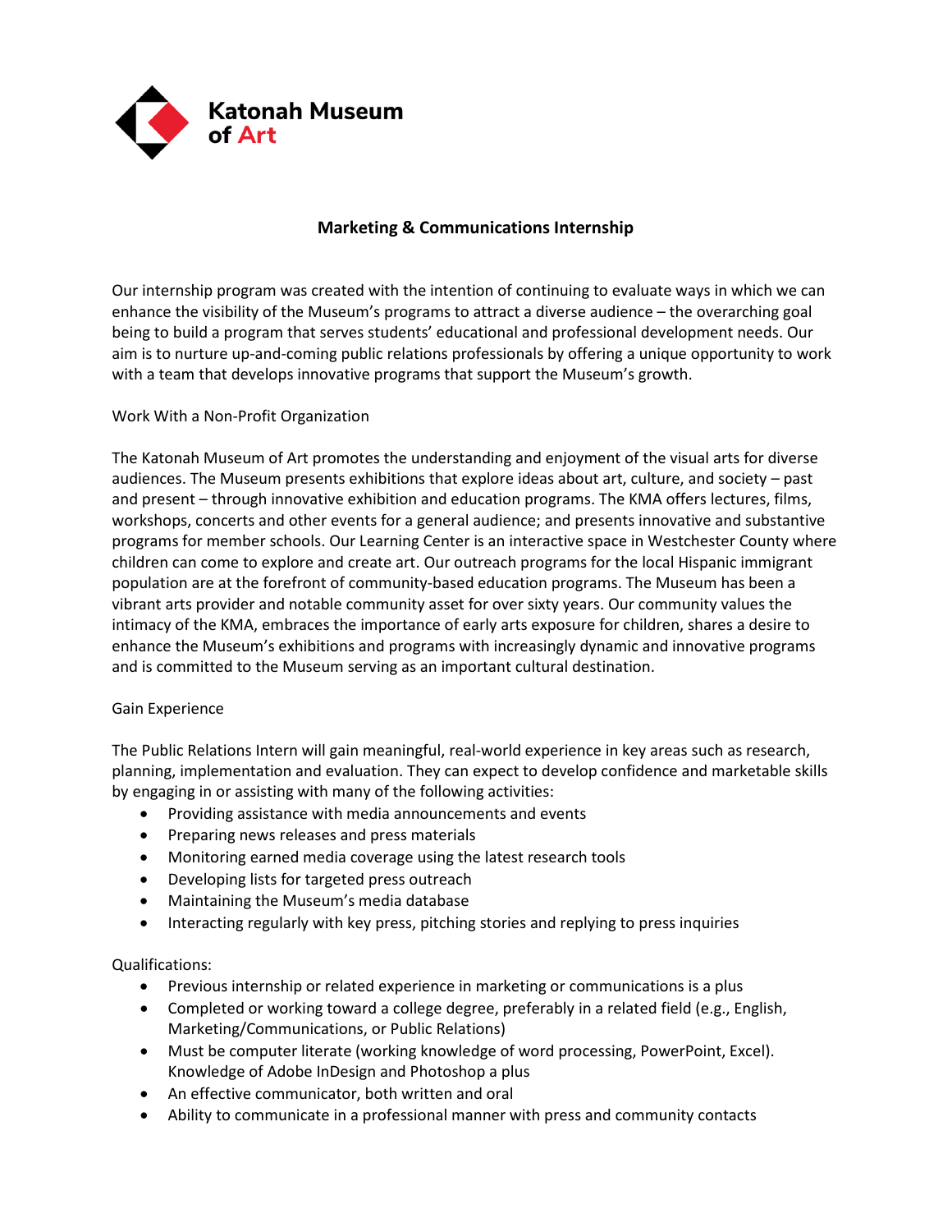Katonah Museum of Art

# Marketing & Communications Internship

Our internship program was created with the intention of continuing to evaluate ways in which we can enhance the visibility of the Museum's programs to attract a diverse audience – the overarching goal being to build a program that serves students' educational and professional development needs. Our aim is to nurture up-and-coming public relations professionals by offering a unique opportunity to work with a team that develops innovative programs that support the Museum's growth.

Work With a Non-Profit Organization

The Katonah Museum of Art promotes the understanding and enjoyment of the visual arts for diverse audiences. The Museum presents exhibitions that explore ideas about art, culture, and society – past and present – through innovative exhibition and education programs. The KMA offers lectures, films, workshops, concerts and other events for a general audience; and presents innovative and substantive programs for member schools. Our Learning Center is an interactive space in Westchester County where children can come to explore and create art. Our outreach programs for the local Hispanic immigrant population are at the forefront of community-based education programs. The Museum has been a vibrant arts provider and notable community asset for over sixty years. Our community values the intimacy of the KMA, embraces the importance of early arts exposure for children, shares a desire to enhance the Museum's exhibitions and programs with increasingly dynamic and innovative programs and is committed to the Museum serving as an important cultural destination.

Gain Experience

The Public Relations Intern will gain meaningful, real-world experience in key areas such as research, planning, implementation and evaluation. They can expect to develop confidence and marketable skills by engaging in or assisting with many of the following activities:

- Providing assistance with media announcements and events
- Preparing news releases and press materials
- Monitoring earned media coverage using the latest research tools
- Developing lists for targeted press outreach
- Maintaining the Museum's media database
- Interacting regularly with key press, pitching stories and replying to press inquiries

Qualifications:

- Previous internship or related experience in marketing or communications is a plus
- Completed or working toward a college degree, preferably in a related field (e.g., English, Marketing/Communications, or Public Relations)
- Must be computer literate (working knowledge of word processing, PowerPoint, Excel). Knowledge of Adobe InDesign and Photoshop a plus
- An effective communicator, both written and oral
- Ability to communicate in a professional manner with press and community contacts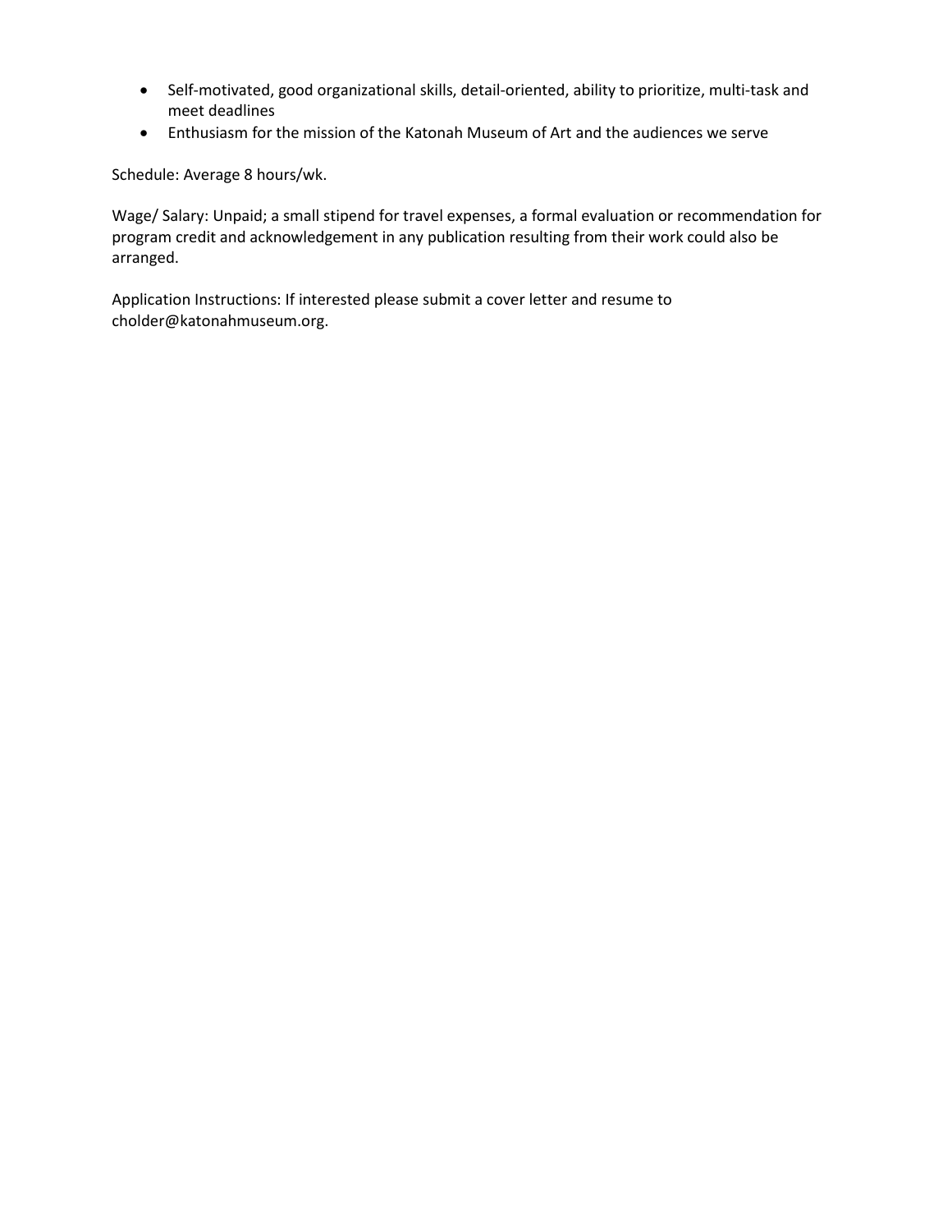- Self-motivated, good organizational skills, detail-oriented, ability to prioritize, multi-task and meet deadlines
- Enthusiasm for the mission of the Katonah Museum of Art and the audiences we serve

Schedule: Average 8 hours/wk.

Wage/ Salary: Unpaid; a small stipend for travel expenses, a formal evaluation or recommendation for program credit and acknowledgement in any publication resulting from their work could also be arranged.

Application Instructions: If interested please submit a cover letter and resume to cholder@katonahmuseum.org.